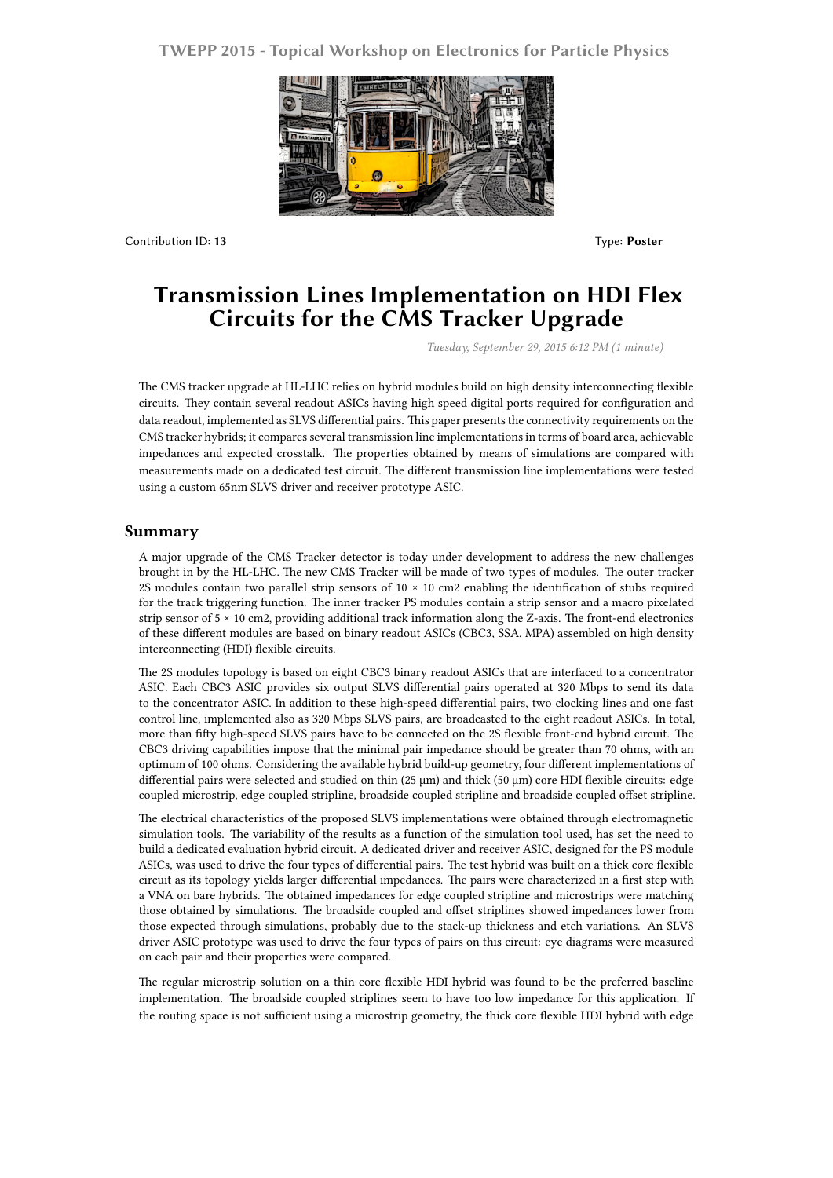Contribution ID: **13** Type: **Poster**

# Transmission Lines Implementation on HDI Flex Circuits for the CMS Tracker Upgrade

*Tuesday, September 29, 2015 6:12 PM (1 minute)*

The CMS tracker upgrade at HL-LHC relies on hybrid modules build on high density interconnecting flexible circuits. They contain several readout ASICs having high speed digital ports required for configuration and data readout, implemented as SLVS differential pairs. This paper presents the connectivity requirements on the CMS tracker hybrids; it compares several transmission line implementations in terms of board area, achievable impedances and expected crosstalk. The properties obtained by means of simulations are compared with measurements made on a dedicated test circuit. The different transmission line implementations were tested using a custom 65nm SLVS driver and receiver prototype ASIC.

## Summary

A major upgrade of the CMS Tracker detector is today under development to address the new challenges brought in by the HL-LHC. The new CMS Tracker will be made of two types of modules. The outer tracker 2S modules contain two parallel strip sensors of 10 × 10 cm2 enabling the identification of stubs required for the track triggering function. The inner tracker PS modules contain a strip sensor and a macro pixelated strip sensor of 5 × 10 cm2, providing additional track information along the Z-axis. The front-end electronics of these different modules are based on binary readout ASICs (CBC3, SSA, MPA) assembled on high density interconnecting (HDI) flexible circuits.

The 2S modules topology is based on eight CBC3 binary readout ASICs that are interfaced to a concentrator ASIC. Each CBC3 ASIC provides six output SLVS differential pairs operated at 320 Mbps to send its data to the concentrator ASIC. In addition to these high-speed differential pairs, two clocking lines and one fast control line, implemented also as 320 Mbps SLVS pairs, are broadcasted to the eight readout ASICs. In total, more than fifty high-speed SLVS pairs have to be connected on the 2S flexible front-end hybrid circuit. The CBC3 driving capabilities impose that the minimal pair impedance should be greater than 70 ohms, with an optimum of 100 ohms. Considering the available hybrid build-up geometry, four different implementations of differential pairs were selected and studied on thin (25 µm) and thick (50 µm) core HDI flexible circuits: edge coupled microstrip, edge coupled stripline, broadside coupled stripline and broadside coupled offset stripline.

The electrical characteristics of the proposed SLVS implementations were obtained through electromagnetic simulation tools. The variability of the results as a function of the simulation tool used, has set the need to build a dedicated evaluation hybrid circuit. A dedicated driver and receiver ASIC, designed for the PS module ASICs, was used to drive the four types of differential pairs. The test hybrid was built on a thick core flexible circuit as its topology yields larger differential impedances. The pairs were characterized in a first step with a VNA on bare hybrids. The obtained impedances for edge coupled stripline and microstrips were matching those obtained by simulations. The broadside coupled and offset striplines showed impedances lower from those expected through simulations, probably due to the stack-up thickness and etch variations. An SLVS driver ASIC prototype was used to drive the four types of pairs on this circuit: eye diagrams were measured on each pair and their properties were compared.

The regular microstrip solution on a thin core flexible HDI hybrid was found to be the preferred baseline implementation. The broadside coupled striplines seem to have too low impedance for this application. If the routing space is not sufficient using a microstrip geometry, the thick core flexible HDI hybrid with edge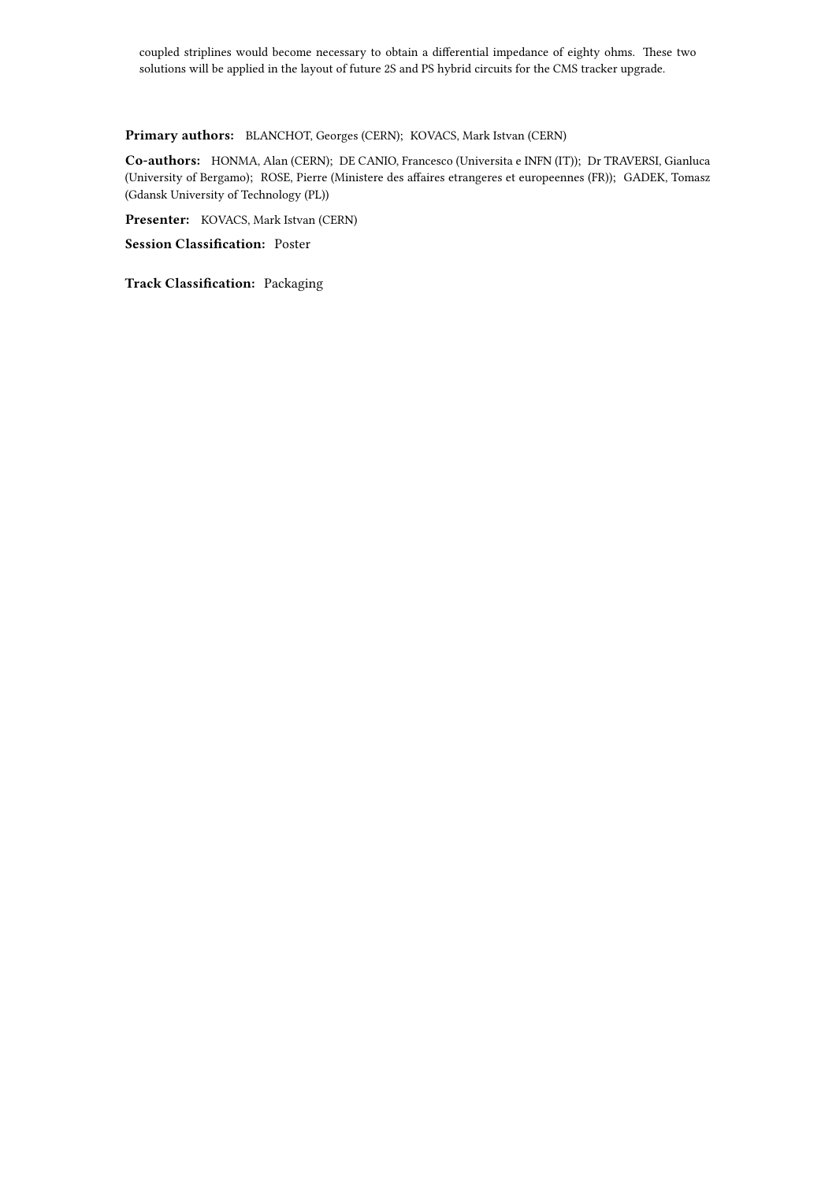coupled striplines would become necessary to obtain a differential impedance of eighty ohms. These two solutions will be applied in the layout of future 2S and PS hybrid circuits for the CMS tracker upgrade.

**Primary authors:** BLANCHOT, Georges (CERN); KOVACS, Mark Istvan (CERN)

**Co-authors:** HONMA, Alan (CERN); DE CANIO, Francesco (Universita e INFN (IT)); Dr TRAVERSI, Gianluca (University of Bergamo); ROSE, Pierre (Ministere des affaires etrangeres et europeennes (FR)); GADEK, Tomasz (Gdansk University of Technology (PL))

**Presenter:** KOVACS, Mark Istvan (CERN)

**Session Classification:** Poster

**Track Classification:** Packaging